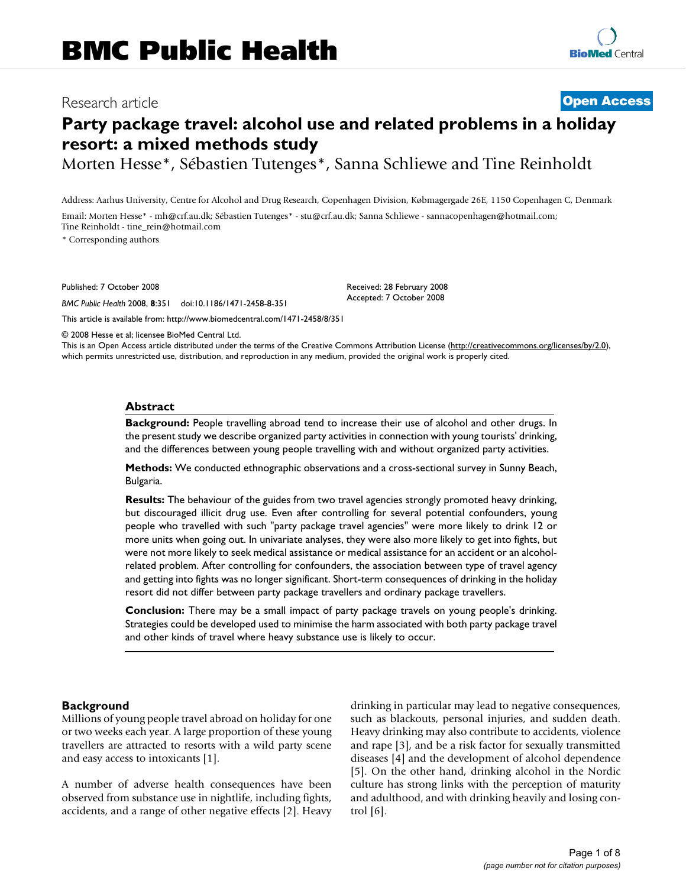Research article

**Open Access**

# Party package travel: alcohol use and related problems in a holiday resort: a mixed methods study

Morten Hesse*, Sébastien Tutenges*, Sanna Schliewe and Tine Reinholdt

Address: Aarhus University, Centre for Alcohol and Drug Research, Copenhagen Division, Købmagergade 26E, 1150 Copenhagen C, Denmark

Email: Morten Hesse* - mh@crf.au.dk; Sébastien Tutenges* - stu@crf.au.dk; Sanna Schliewe - sannacopenhagen@hotmail.com; Tine Reinholdt - tine_rein@hotmail.com

* Corresponding authors

Published: 7 October 2008

*BMC Public Health* 2008, **8**:351 doi:10.1186/1471-2458-8-351

Received: 28 February 2008
Accepted: 7 October 2008

This article is available from: http://www.biomedcentral.com/1471-2458/8/351

© 2008 Hesse et al; licensee BioMed Central Ltd.
This is an Open Access article distributed under the terms of the Creative Commons Attribution License (http://creativecommons.org/licenses/by/2.0), which permits unrestricted use, distribution, and reproduction in any medium, provided the original work is properly cited.

## Abstract

**Background:** People travelling abroad tend to increase their use of alcohol and other drugs. In the present study we describe organized party activities in connection with young tourists' drinking, and the differences between young people travelling with and without organized party activities.

**Methods:** We conducted ethnographic observations and a cross-sectional survey in Sunny Beach, Bulgaria.

**Results:** The behaviour of the guides from two travel agencies strongly promoted heavy drinking, but discouraged illicit drug use. Even after controlling for several potential confounders, young people who travelled with such "party package travel agencies" were more likely to drink 12 or more units when going out. In univariate analyses, they were also more likely to get into fights, but were not more likely to seek medical assistance or medical assistance for an accident or an alcohol-related problem. After controlling for confounders, the association between type of travel agency and getting into fights was no longer significant. Short-term consequences of drinking in the holiday resort did not differ between party package travellers and ordinary package travellers.

**Conclusion:** There may be a small impact of party package travels on young people's drinking. Strategies could be developed used to minimise the harm associated with both party package travel and other kinds of travel where heavy substance use is likely to occur.

## Background

Millions of young people travel abroad on holiday for one or two weeks each year. A large proportion of these young travellers are attracted to resorts with a wild party scene and easy access to intoxicants [1].

A number of adverse health consequences have been observed from substance use in nightlife, including fights, accidents, and a range of other negative effects [2]. Heavy drinking in particular may lead to negative consequences, such as blackouts, personal injuries, and sudden death. Heavy drinking may also contribute to accidents, violence and rape [3], and be a risk factor for sexually transmitted diseases [4] and the development of alcohol dependence [5]. On the other hand, drinking alcohol in the Nordic culture has strong links with the perception of maturity and adulthood, and with drinking heavily and losing control [6].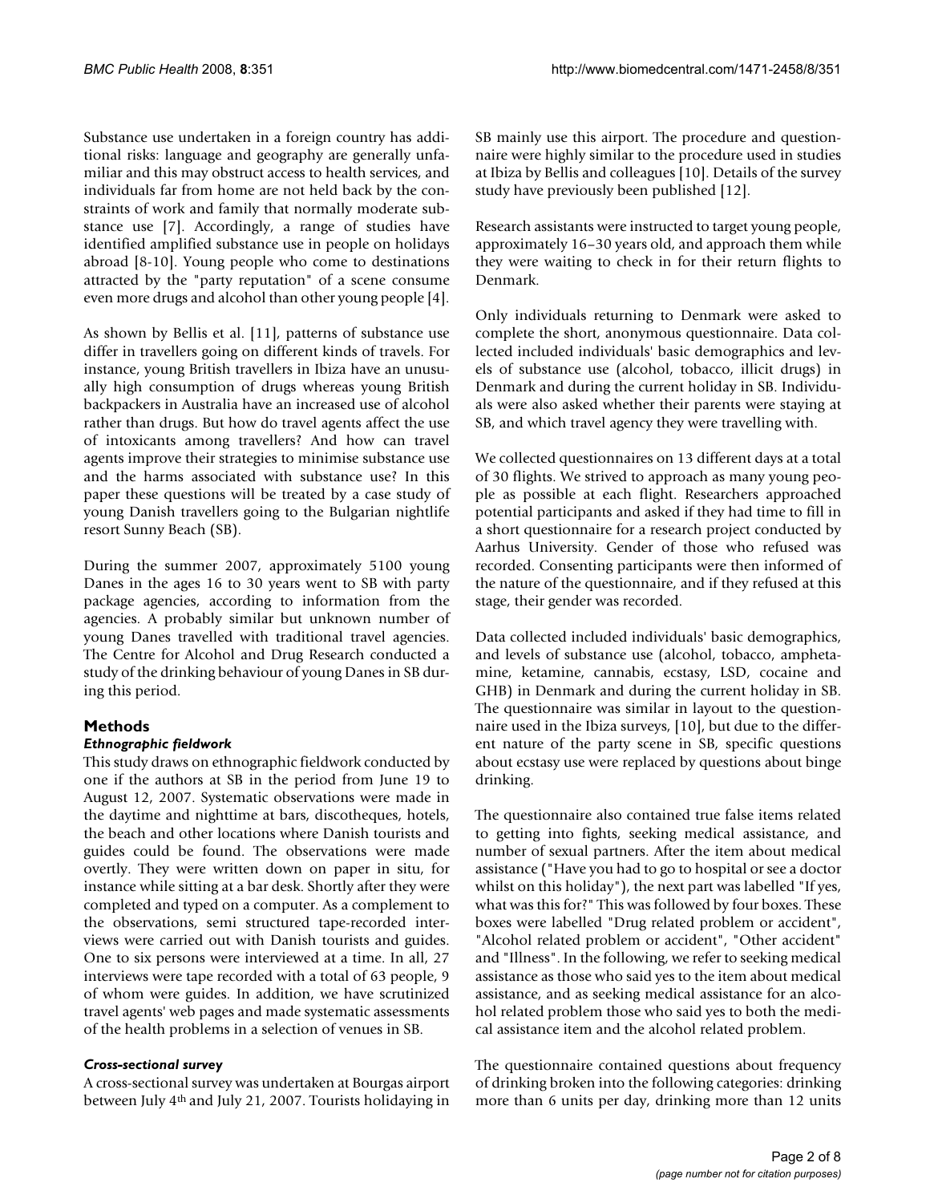Substance use undertaken in a foreign country has additional risks: language and geography are generally unfamiliar and this may obstruct access to health services, and individuals far from home are not held back by the constraints of work and family that normally moderate substance use [7]. Accordingly, a range of studies have identified amplified substance use in people on holidays abroad [8-10]. Young people who come to destinations attracted by the "party reputation" of a scene consume even more drugs and alcohol than other young people [4].

As shown by Bellis et al. [11], patterns of substance use differ in travellers going on different kinds of travels. For instance, young British travellers in Ibiza have an unusually high consumption of drugs whereas young British backpackers in Australia have an increased use of alcohol rather than drugs. But how do travel agents affect the use of intoxicants among travellers? And how can travel agents improve their strategies to minimise substance use and the harms associated with substance use? In this paper these questions will be treated by a case study of young Danish travellers going to the Bulgarian nightlife resort Sunny Beach (SB).

During the summer 2007, approximately 5100 young Danes in the ages 16 to 30 years went to SB with party package agencies, according to information from the agencies. A probably similar but unknown number of young Danes travelled with traditional travel agencies. The Centre for Alcohol and Drug Research conducted a study of the drinking behaviour of young Danes in SB during this period.

## Methods

### *Ethnographic fieldwork*

This study draws on ethnographic fieldwork conducted by one if the authors at SB in the period from June 19 to August 12, 2007. Systematic observations were made in the daytime and nighttime at bars, discotheques, hotels, the beach and other locations where Danish tourists and guides could be found. The observations were made overtly. They were written down on paper in situ, for instance while sitting at a bar desk. Shortly after they were completed and typed on a computer. As a complement to the observations, semi structured tape-recorded interviews were carried out with Danish tourists and guides. One to six persons were interviewed at a time. In all, 27 interviews were tape recorded with a total of 63 people, 9 of whom were guides. In addition, we have scrutinized travel agents' web pages and made systematic assessments of the health problems in a selection of venues in SB.

### *Cross-sectional survey*

A cross-sectional survey was undertaken at Bourgas airport between July 4th and July 21, 2007. Tourists holidaying in SB mainly use this airport. The procedure and questionnaire were highly similar to the procedure used in studies at Ibiza by Bellis and colleagues [10]. Details of the survey study have previously been published [12].

Research assistants were instructed to target young people, approximately 16–30 years old, and approach them while they were waiting to check in for their return flights to Denmark.

Only individuals returning to Denmark were asked to complete the short, anonymous questionnaire. Data collected included individuals' basic demographics and levels of substance use (alcohol, tobacco, illicit drugs) in Denmark and during the current holiday in SB. Individuals were also asked whether their parents were staying at SB, and which travel agency they were travelling with.

We collected questionnaires on 13 different days at a total of 30 flights. We strived to approach as many young people as possible at each flight. Researchers approached potential participants and asked if they had time to fill in a short questionnaire for a research project conducted by Aarhus University. Gender of those who refused was recorded. Consenting participants were then informed of the nature of the questionnaire, and if they refused at this stage, their gender was recorded.

Data collected included individuals' basic demographics, and levels of substance use (alcohol, tobacco, amphetamine, ketamine, cannabis, ecstasy, LSD, cocaine and GHB) in Denmark and during the current holiday in SB. The questionnaire was similar in layout to the questionnaire used in the Ibiza surveys, [10], but due to the different nature of the party scene in SB, specific questions about ecstasy use were replaced by questions about binge drinking.

The questionnaire also contained true false items related to getting into fights, seeking medical assistance, and number of sexual partners. After the item about medical assistance ("Have you had to go to hospital or see a doctor whilst on this holiday"), the next part was labelled "If yes, what was this for?" This was followed by four boxes. These boxes were labelled "Drug related problem or accident", "Alcohol related problem or accident", "Other accident" and "Illness". In the following, we refer to seeking medical assistance as those who said yes to the item about medical assistance, and as seeking medical assistance for an alcohol related problem those who said yes to both the medical assistance item and the alcohol related problem.

The questionnaire contained questions about frequency of drinking broken into the following categories: drinking more than 6 units per day, drinking more than 12 units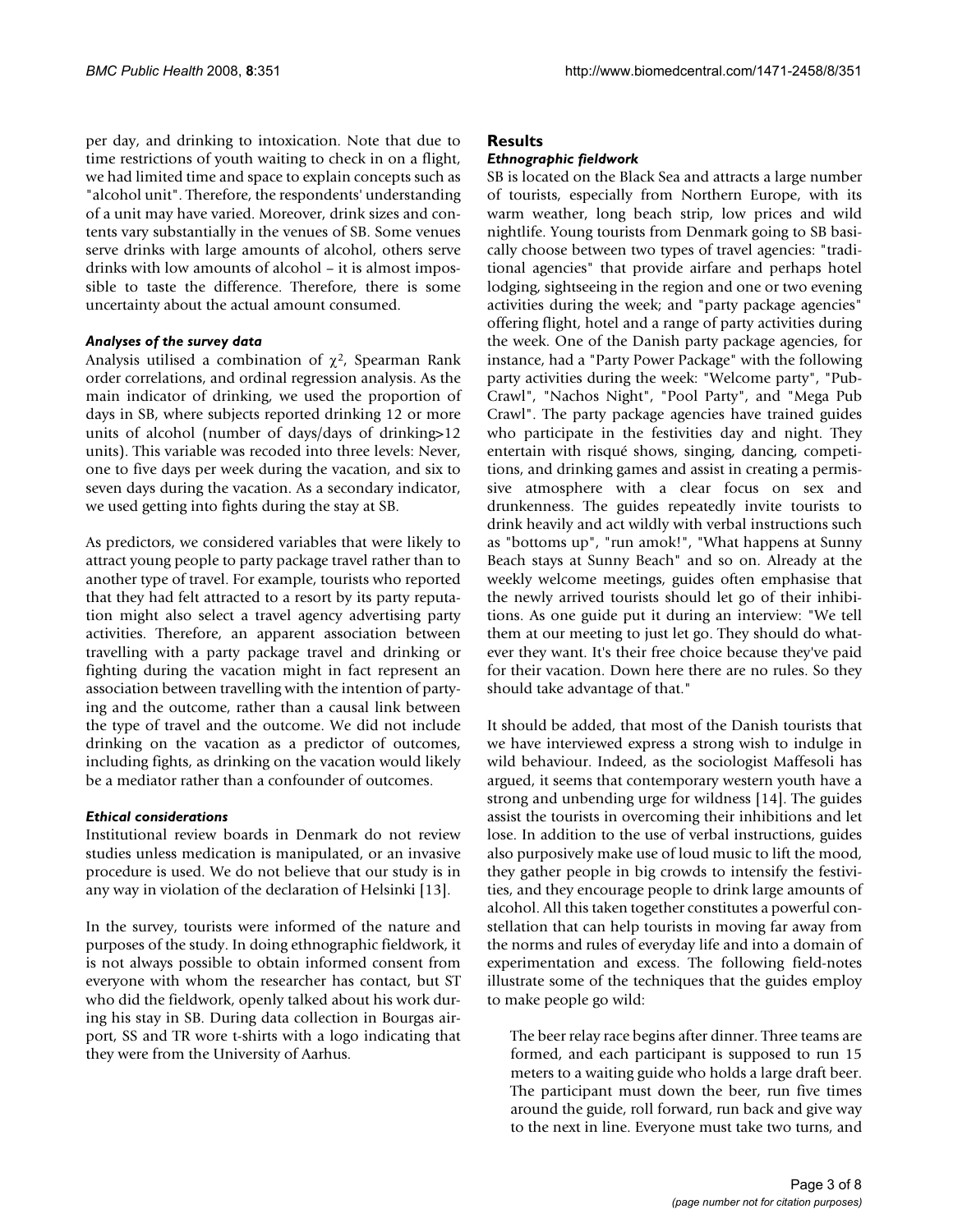per day, and drinking to intoxication. Note that due to time restrictions of youth waiting to check in on a flight, we had limited time and space to explain concepts such as "alcohol unit". Therefore, the respondents' understanding of a unit may have varied. Moreover, drink sizes and contents vary substantially in the venues of SB. Some venues serve drinks with large amounts of alcohol, others serve drinks with low amounts of alcohol – it is almost impossible to taste the difference. Therefore, there is some uncertainty about the actual amount consumed.

### *Analyses of the survey data*

Analysis utilised a combination of $\chi^2$, Spearman Rank order correlations, and ordinal regression analysis. As the main indicator of drinking, we used the proportion of days in SB, where subjects reported drinking 12 or more units of alcohol (number of days/days of drinking>12 units). This variable was recoded into three levels: Never, one to five days per week during the vacation, and six to seven days during the vacation. As a secondary indicator, we used getting into fights during the stay at SB.

As predictors, we considered variables that were likely to attract young people to party package travel rather than to another type of travel. For example, tourists who reported that they had felt attracted to a resort by its party reputation might also select a travel agency advertising party activities. Therefore, an apparent association between travelling with a party package travel and drinking or fighting during the vacation might in fact represent an association between travelling with the intention of partying and the outcome, rather than a causal link between the type of travel and the outcome. We did not include drinking on the vacation as a predictor of outcomes, including fights, as drinking on the vacation would likely be a mediator rather than a confounder of outcomes.

### *Ethical considerations*

Institutional review boards in Denmark do not review studies unless medication is manipulated, or an invasive procedure is used. We do not believe that our study is in any way in violation of the declaration of Helsinki [13].

In the survey, tourists were informed of the nature and purposes of the study. In doing ethnographic fieldwork, it is not always possible to obtain informed consent from everyone with whom the researcher has contact, but ST who did the fieldwork, openly talked about his work during his stay in SB. During data collection in Bourgas airport, SS and TR wore t-shirts with a logo indicating that they were from the University of Aarhus.

## Results

### *Ethnographic fieldwork*

SB is located on the Black Sea and attracts a large number of tourists, especially from Northern Europe, with its warm weather, long beach strip, low prices and wild nightlife. Young tourists from Denmark going to SB basically choose between two types of travel agencies: "traditional agencies" that provide airfare and perhaps hotel lodging, sightseeing in the region and one or two evening activities during the week; and "party package agencies" offering flight, hotel and a range of party activities during the week. One of the Danish party package agencies, for instance, had a "Party Power Package" with the following party activities during the week: "Welcome party", "Pub-Crawl", "Nachos Night", "Pool Party", and "Mega Pub Crawl". The party package agencies have trained guides who participate in the festivities day and night. They entertain with risqué shows, singing, dancing, competitions, and drinking games and assist in creating a permissive atmosphere with a clear focus on sex and drunkenness. The guides repeatedly invite tourists to drink heavily and act wildly with verbal instructions such as "bottoms up", "run amok!", "What happens at Sunny Beach stays at Sunny Beach" and so on. Already at the weekly welcome meetings, guides often emphasise that the newly arrived tourists should let go of their inhibitions. As one guide put it during an interview: "We tell them at our meeting to just let go. They should do whatever they want. It's their free choice because they've paid for their vacation. Down here there are no rules. So they should take advantage of that."

It should be added, that most of the Danish tourists that we have interviewed express a strong wish to indulge in wild behaviour. Indeed, as the sociologist Maffesoli has argued, it seems that contemporary western youth have a strong and unbending urge for wildness [14]. The guides assist the tourists in overcoming their inhibitions and let lose. In addition to the use of verbal instructions, guides also purposively make use of loud music to lift the mood, they gather people in big crowds to intensify the festivities, and they encourage people to drink large amounts of alcohol. All this taken together constitutes a powerful constellation that can help tourists in moving far away from the norms and rules of everyday life and into a domain of experimentation and excess. The following field-notes illustrate some of the techniques that the guides employ to make people go wild:

> The beer relay race begins after dinner. Three teams are formed, and each participant is supposed to run 15 meters to a waiting guide who holds a large draft beer. The participant must down the beer, run five times around the guide, roll forward, run back and give way to the next in line. Everyone must take two turns, and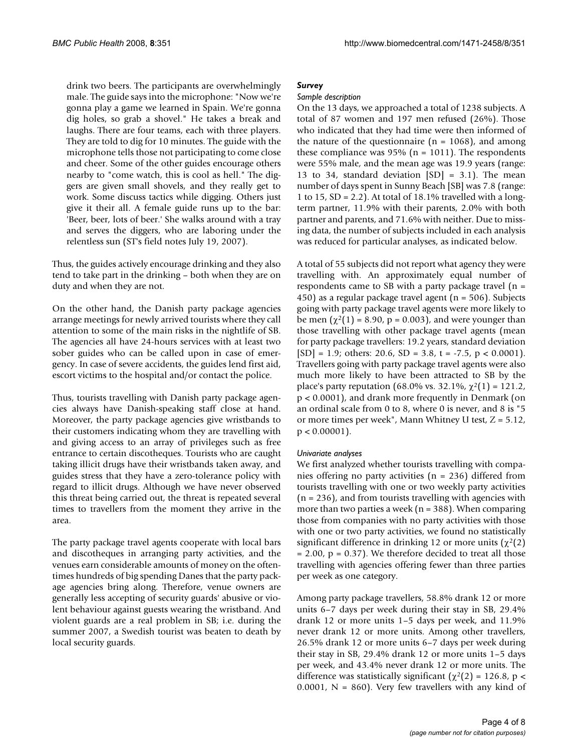drink two beers. The participants are overwhelmingly male. The guide says into the microphone: "Now we're gonna play a game we learned in Spain. We're gonna dig holes, so grab a shovel." He takes a break and laughs. There are four teams, each with three players. They are told to dig for 10 minutes. The guide with the microphone tells those not participating to come close and cheer. Some of the other guides encourage others nearby to "come watch, this is cool as hell." The diggers are given small shovels, and they really get to work. Some discuss tactics while digging. Others just give it their all. A female guide runs up to the bar: 'Beer, beer, lots of beer.' She walks around with a tray and serves the diggers, who are laboring under the relentless sun (ST's field notes July 19, 2007).

Thus, the guides actively encourage drinking and they also tend to take part in the drinking – both when they are on duty and when they are not.

On the other hand, the Danish party package agencies arrange meetings for newly arrived tourists where they call attention to some of the main risks in the nightlife of SB. The agencies all have 24-hours services with at least two sober guides who can be called upon in case of emergency. In case of severe accidents, the guides lend first aid, escort victims to the hospital and/or contact the police.

Thus, tourists travelling with Danish party package agencies always have Danish-speaking staff close at hand. Moreover, the party package agencies give wristbands to their customers indicating whom they are travelling with and giving access to an array of privileges such as free entrance to certain discotheques. Tourists who are caught taking illicit drugs have their wristbands taken away, and guides stress that they have a zero-tolerance policy with regard to illicit drugs. Although we have never observed this threat being carried out, the threat is repeated several times to travellers from the moment they arrive in the area.

The party package travel agents cooperate with local bars and discotheques in arranging party activities, and the venues earn considerable amounts of money on the oftentimes hundreds of big spending Danes that the party package agencies bring along. Therefore, venue owners are generally less accepting of security guards' abusive or violent behaviour against guests wearing the wristband. And violent guards are a real problem in SB; i.e. during the summer 2007, a Swedish tourist was beaten to death by local security guards.

### *Survey*

#### *Sample description*

On the 13 days, we approached a total of 1238 subjects. A total of 87 women and 197 men refused (26%). Those who indicated that they had time were then informed of the nature of the questionnaire (n = 1068), and among these compliance was 95% (n = 1011). The respondents were 55% male, and the mean age was 19.9 years (range: 13 to 34, standard deviation [SD] = 3.1). The mean number of days spent in Sunny Beach [SB] was 7.8 (range: 1 to 15, SD = 2.2). At total of 18.1% travelled with a long-term partner, 11.9% with their parents, 2.0% with both partner and parents, and 71.6% with neither. Due to missing data, the number of subjects included in each analysis was reduced for particular analyses, as indicated below.

A total of 55 subjects did not report what agency they were travelling with. An approximately equal number of respondents came to SB with a party package travel (n = 450) as a regular package travel agent (n = 506). Subjects going with party package travel agents were more likely to be men ($\chi^2(1) = 8.90$, $p = 0.003$), and were younger than those travelling with other package travel agents (mean for party package travellers: 19.2 years, standard deviation [SD] = 1.9; others: 20.6, SD = 3.8, $t = -7.5$, $p < 0.0001$). Travellers going with party package travel agents were also much more likely to have been attracted to SB by the place's party reputation (68.0% vs. 32.1%, $\chi^2(1) = 121.2$, $p < 0.0001$), and drank more frequently in Denmark (on an ordinal scale from 0 to 8, where 0 is never, and 8 is "5 or more times per week", Mann Whitney U test, $Z = 5.12$, $p < 0.00001$).

#### *Univariate analyses*

We first analyzed whether tourists travelling with companies offering no party activities (n = 236) differed from tourists travelling with one or two weekly party activities (n = 236), and from tourists travelling with agencies with more than two parties a week (n = 388). When comparing those from companies with no party activities with those with one or two party activities, we found no statistically significant difference in drinking 12 or more units ($\chi^2(2) = 2.00$, $p = 0.37$). We therefore decided to treat all those travelling with agencies offering fewer than three parties per week as one category.

Among party package travellers, 58.8% drank 12 or more units 6–7 days per week during their stay in SB, 29.4% drank 12 or more units 1–5 days per week, and 11.9% never drank 12 or more units. Among other travellers, 26.5% drank 12 or more units 6–7 days per week during their stay in SB, 29.4% drank 12 or more units 1–5 days per week, and 43.4% never drank 12 or more units. The difference was statistically significant ($\chi^2(2) = 126.8$, $p < 0.0001$, N = 860). Very few travellers with any kind of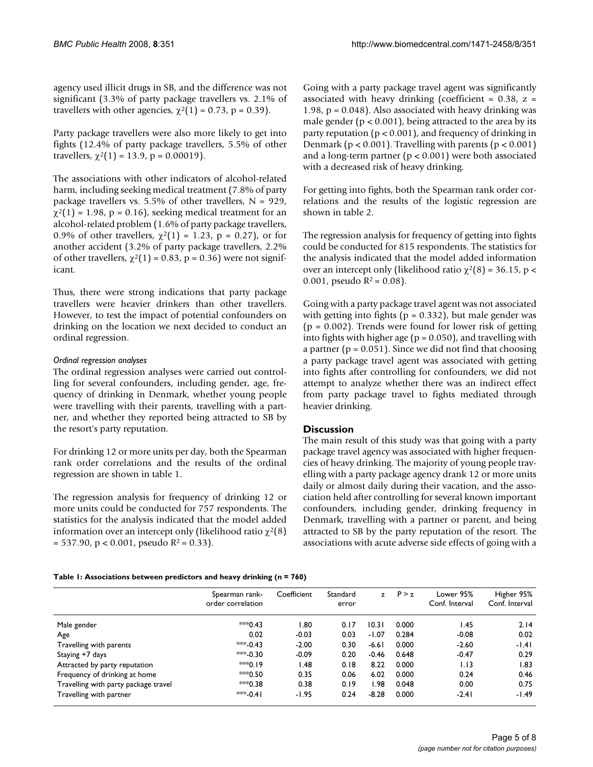agency used illicit drugs in SB, and the difference was not significant (3.3% of party package travellers vs. 2.1% of travellers with other agencies, $\chi^2(1) = 0.73$, $p = 0.39$).

Party package travellers were also more likely to get into fights (12.4% of party package travellers, 5.5% of other travellers, $\chi^2(1) = 13.9$, $p = 0.00019$).

The associations with other indicators of alcohol-related harm, including seeking medical treatment (7.8% of party package travellers vs. 5.5% of other travellers, N = 929, $\chi^2(1) = 1.98$, $p = 0.16$), seeking medical treatment for an alcohol-related problem (1.6% of party package travellers, 0.9% of other travellers, $\chi^2(1) = 1.23$, $p = 0.27$), or for another accident (3.2% of party package travellers, 2.2% of other travellers, $\chi^2(1) = 0.83$, $p = 0.36$) were not significant.

Thus, there were strong indications that party package travellers were heavier drinkers than other travellers. However, to test the impact of potential confounders on drinking on the location we next decided to conduct an ordinal regression.

*Ordinal regression analyses*

The ordinal regression analyses were carried out controlling for several confounders, including gender, age, frequency of drinking in Denmark, whether young people were travelling with their parents, travelling with a partner, and whether they reported being attracted to SB by the resort's party reputation.

For drinking 12 or more units per day, both the Spearman rank order correlations and the results of the ordinal regression are shown in table 1.

The regression analysis for frequency of drinking 12 or more units could be conducted for 757 respondents. The statistics for the analysis indicated that the model added information over an intercept only (likelihood ratio $\chi^2(8) = 537.90$, $p < 0.001$, pseudo $R^2 = 0.33$).

Going with a party package travel agent was significantly associated with heavy drinking (coefficient = 0.38, z = 1.98, p = 0.048). Also associated with heavy drinking was male gender ($p < 0.001$), being attracted to the area by its party reputation ($p < 0.001$), and frequency of drinking in Denmark ($p < 0.001$). Travelling with parents ($p < 0.001$) and a long-term partner ($p < 0.001$) were both associated with a decreased risk of heavy drinking.

For getting into fights, both the Spearman rank order correlations and the results of the logistic regression are shown in table 2.

The regression analysis for frequency of getting into fights could be conducted for 815 respondents. The statistics for the analysis indicated that the model added information over an intercept only (likelihood ratio $\chi^2(8) = 36.15$, $p < 0.001$, pseudo $R^2 = 0.08$).

Going with a party package travel agent was not associated with getting into fights ($p = 0.332$), but male gender was ($p = 0.002$). Trends were found for lower risk of getting into fights with higher age ($p = 0.050$), and travelling with a partner ($p = 0.051$). Since we did not find that choosing a party package travel agent was associated with getting into fights after controlling for confounders, we did not attempt to analyze whether there was an indirect effect from party package travel to fights mediated through heavier drinking.

## Discussion

The main result of this study was that going with a party package travel agency was associated with higher frequencies of heavy drinking. The majority of young people travelling with a party package agency drank 12 or more units daily or almost daily during their vacation, and the association held after controlling for several known important confounders, including gender, drinking frequency in Denmark, travelling with a partner or parent, and being attracted to SB by the party reputation of the resort. The associations with acute adverse side effects of going with a

**Table 1: Associations between predictors and heavy drinking (n = 760)**

| | Spearman rank-order correlation | Coefficient | Standard error | z | P > z | Lower 95% Conf. Interval | Higher 95% Conf. Interval |
|---|---|---|---|---|---|---|---|
| Male gender | ***0.43 | 1.80 | 0.17 | 10.31 | 0.000 | 1.45 | 2.14 |
| Age | 0.02 | -0.03 | 0.03 | -1.07 | 0.284 | -0.08 | 0.02 |
| Travelling with parents | ***-0.43 | -2.00 | 0.30 | -6.61 | 0.000 | -2.60 | -1.41 |
| Staying +7 days | ***-0.30 | -0.09 | 0.20 | -0.46 | 0.648 | -0.47 | 0.29 |
| Attracted by party reputation | ***0.19 | 1.48 | 0.18 | 8.22 | 0.000 | 1.13 | 1.83 |
| Frequency of drinking at home | ***0.50 | 0.35 | 0.06 | 6.02 | 0.000 | 0.24 | 0.46 |
| Travelling with party package travel | ***0.38 | 0.38 | 0.19 | 1.98 | 0.048 | 0.00 | 0.75 |
| Travelling with partner | ***-0.41 | -1.95 | 0.24 | -8.28 | 0.000 | -2.41 | -1.49 |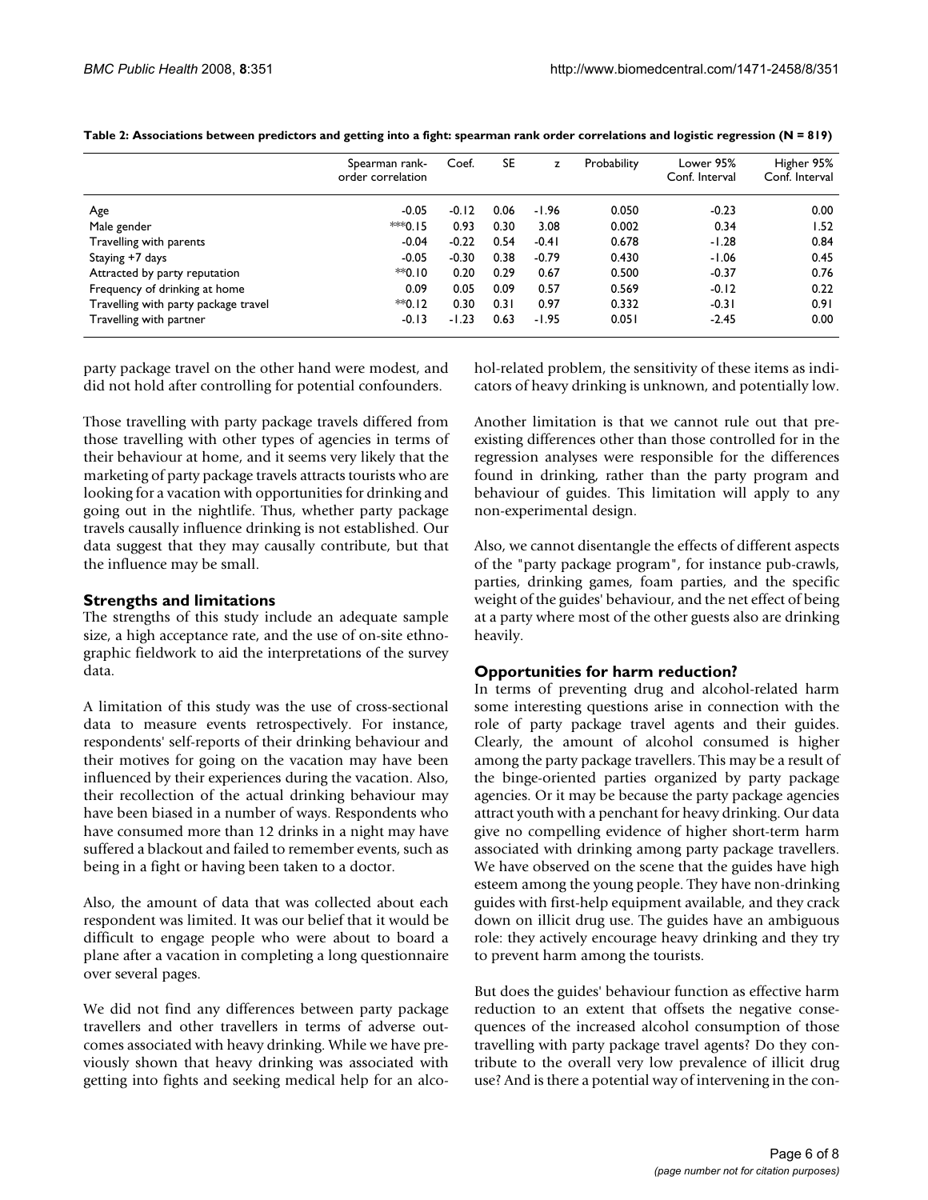**Table 2: Associations between predictors and getting into a fight: spearman rank order correlations and logistic regression (N = 819)**

| | Spearman rank-order correlation | Coef. | SE | z | Probability | Lower 95% Conf. Interval | Higher 95% Conf. Interval |
|---|---|---|---|---|---|---|---|
| Age | -0.05 | -0.12 | 0.06 | -1.96 | 0.050 | -0.23 | 0.00 |
| Male gender | ***0.15 | 0.93 | 0.30 | 3.08 | 0.002 | 0.34 | 1.52 |
| Travelling with parents | -0.04 | -0.22 | 0.54 | -0.41 | 0.678 | -1.28 | 0.84 |
| Staying +7 days | -0.05 | -0.30 | 0.38 | -0.79 | 0.430 | -1.06 | 0.45 |
| Attracted by party reputation | **0.10 | 0.20 | 0.29 | 0.67 | 0.500 | -0.37 | 0.76 |
| Frequency of drinking at home | 0.09 | 0.05 | 0.09 | 0.57 | 0.569 | -0.12 | 0.22 |
| Travelling with party package travel | **0.12 | 0.30 | 0.31 | 0.97 | 0.332 | -0.31 | 0.91 |
| Travelling with partner | -0.13 | -1.23 | 0.63 | -1.95 | 0.051 | -2.45 | 0.00 |

party package travel on the other hand were modest, and did not hold after controlling for potential confounders.

Those travelling with party package travels differed from those travelling with other types of agencies in terms of their behaviour at home, and it seems very likely that the marketing of party package travels attracts tourists who are looking for a vacation with opportunities for drinking and going out in the nightlife. Thus, whether party package travels causally influence drinking is not established. Our data suggest that they may causally contribute, but that the influence may be small.

### Strengths and limitations

The strengths of this study include an adequate sample size, a high acceptance rate, and the use of on-site ethnographic fieldwork to aid the interpretations of the survey data.

A limitation of this study was the use of cross-sectional data to measure events retrospectively. For instance, respondents' self-reports of their drinking behaviour and their motives for going on the vacation may have been influenced by their experiences during the vacation. Also, their recollection of the actual drinking behaviour may have been biased in a number of ways. Respondents who have consumed more than 12 drinks in a night may have suffered a blackout and failed to remember events, such as being in a fight or having been taken to a doctor.

Also, the amount of data that was collected about each respondent was limited. It was our belief that it would be difficult to engage people who were about to board a plane after a vacation in completing a long questionnaire over several pages.

We did not find any differences between party package travellers and other travellers in terms of adverse outcomes associated with heavy drinking. While we have previously shown that heavy drinking was associated with getting into fights and seeking medical help for an alcohol-related problem, the sensitivity of these items as indicators of heavy drinking is unknown, and potentially low.

Another limitation is that we cannot rule out that pre-existing differences other than those controlled for in the regression analyses were responsible for the differences found in drinking, rather than the party program and behaviour of guides. This limitation will apply to any non-experimental design.

Also, we cannot disentangle the effects of different aspects of the "party package program", for instance pub-crawls, parties, drinking games, foam parties, and the specific weight of the guides' behaviour, and the net effect of being at a party where most of the other guests also are drinking heavily.

### Opportunities for harm reduction?

In terms of preventing drug and alcohol-related harm some interesting questions arise in connection with the role of party package travel agents and their guides. Clearly, the amount of alcohol consumed is higher among the party package travellers. This may be a result of the binge-oriented parties organized by party package agencies. Or it may be because the party package agencies attract youth with a penchant for heavy drinking. Our data give no compelling evidence of higher short-term harm associated with drinking among party package travellers. We have observed on the scene that the guides have high esteem among the young people. They have non-drinking guides with first-help equipment available, and they crack down on illicit drug use. The guides have an ambiguous role: they actively encourage heavy drinking and they try to prevent harm among the tourists.

But does the guides' behaviour function as effective harm reduction to an extent that offsets the negative consequences of the increased alcohol consumption of those travelling with party package travel agents? Do they contribute to the overall very low prevalence of illicit drug use? And is there a potential way of intervening in the con-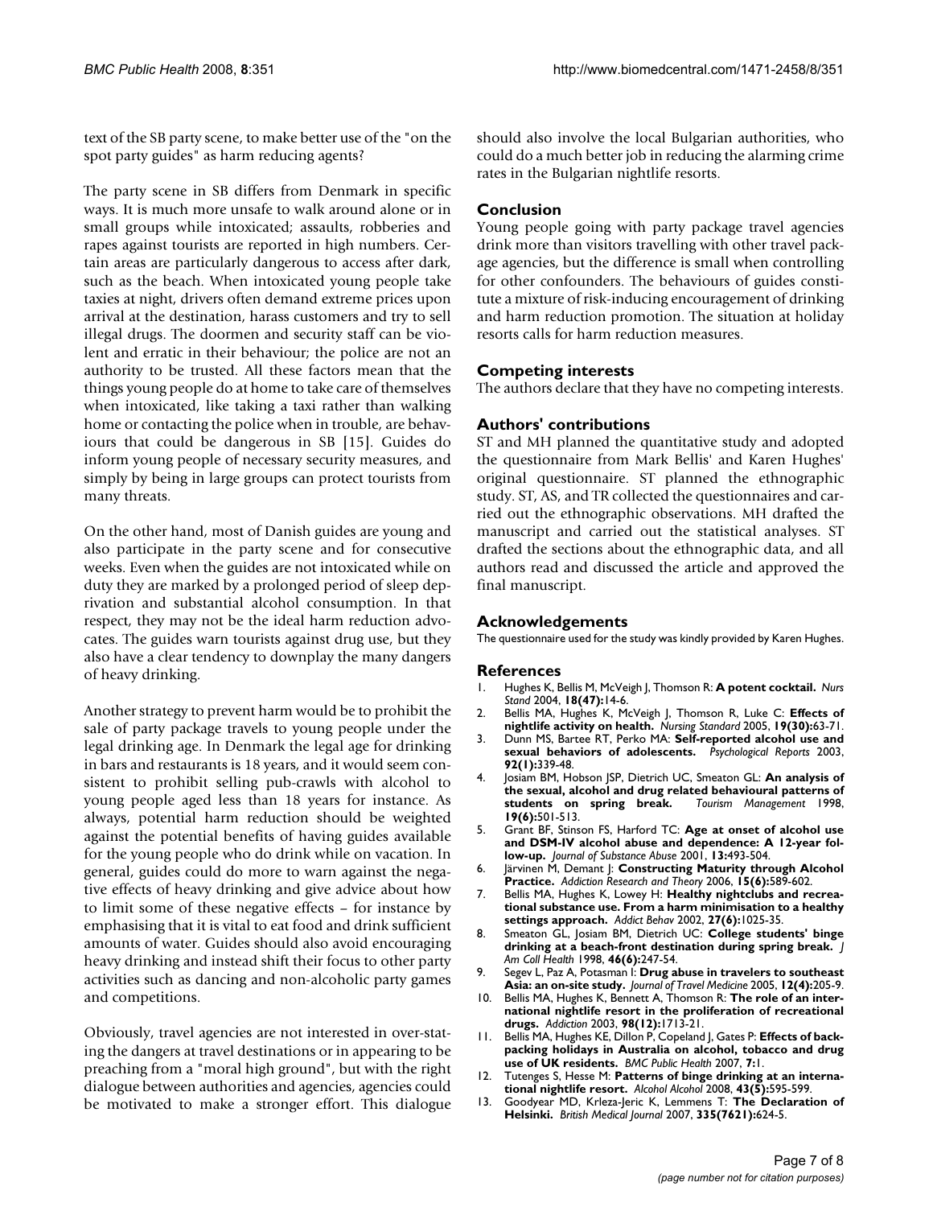text of the SB party scene, to make better use of the "on the spot party guides" as harm reducing agents?

The party scene in SB differs from Denmark in specific ways. It is much more unsafe to walk around alone or in small groups while intoxicated; assaults, robberies and rapes against tourists are reported in high numbers. Certain areas are particularly dangerous to access after dark, such as the beach. When intoxicated young people take taxies at night, drivers often demand extreme prices upon arrival at the destination, harass customers and try to sell illegal drugs. The doormen and security staff can be violent and erratic in their behaviour; the police are not an authority to be trusted. All these factors mean that the things young people do at home to take care of themselves when intoxicated, like taking a taxi rather than walking home or contacting the police when in trouble, are behaviours that could be dangerous in SB [15]. Guides do inform young people of necessary security measures, and simply by being in large groups can protect tourists from many threats.

On the other hand, most of Danish guides are young and also participate in the party scene and for consecutive weeks. Even when the guides are not intoxicated while on duty they are marked by a prolonged period of sleep deprivation and substantial alcohol consumption. In that respect, they may not be the ideal harm reduction advocates. The guides warn tourists against drug use, but they also have a clear tendency to downplay the many dangers of heavy drinking.

Another strategy to prevent harm would be to prohibit the sale of party package travels to young people under the legal drinking age. In Denmark the legal age for drinking in bars and restaurants is 18 years, and it would seem consistent to prohibit selling pub-crawls with alcohol to young people aged less than 18 years for instance. As always, potential harm reduction should be weighted against the potential benefits of having guides available for the young people who do drink while on vacation. In general, guides could do more to warn against the negative effects of heavy drinking and give advice about how to limit some of these negative effects – for instance by emphasising that it is vital to eat food and drink sufficient amounts of water. Guides should also avoid encouraging heavy drinking and instead shift their focus to other party activities such as dancing and non-alcoholic party games and competitions.

Obviously, travel agencies are not interested in over-stating the dangers at travel destinations or in appearing to be preaching from a "moral high ground", but with the right dialogue between authorities and agencies, agencies could be motivated to make a stronger effort. This dialogue should also involve the local Bulgarian authorities, who could do a much better job in reducing the alarming crime rates in the Bulgarian nightlife resorts.

## Conclusion

Young people going with party package travel agencies drink more than visitors travelling with other travel package agencies, but the difference is small when controlling for other confounders. The behaviours of guides constitute a mixture of risk-inducing encouragement of drinking and harm reduction promotion. The situation at holiday resorts calls for harm reduction measures.

## Competing interests

The authors declare that they have no competing interests.

## Authors' contributions

ST and MH planned the quantitative study and adopted the questionnaire from Mark Bellis' and Karen Hughes' original questionnaire. ST planned the ethnographic study. ST, AS, and TR collected the questionnaires and carried out the ethnographic observations. MH drafted the manuscript and carried out the statistical analyses. ST drafted the sections about the ethnographic data, and all authors read and discussed the article and approved the final manuscript.

## Acknowledgements

The questionnaire used for the study was kindly provided by Karen Hughes.

## References

1. Hughes K, Bellis M, McVeigh J, Thomson R: **A potent cocktail.** *Nurs Stand* 2004, **18(47):**14-6.
2. Bellis MA, Hughes K, McVeigh J, Thomson R, Luke C: **Effects of nightlife activity on health.** *Nursing Standard* 2005, **19(30):**63-71.
3. Dunn MS, Bartee RT, Perko MA: **Self-reported alcohol use and sexual behaviors of adolescents.** *Psychological Reports* 2003, **92(1):**339-48.
4. Josiam BM, Hobson JSP, Dietrich UC, Smeaton GL: **An analysis of the sexual, alcohol and drug related behavioural patterns of students on spring break.** *Tourism Management* 1998, **19(6):**501-513.
5. Grant BF, Stinson FS, Harford TC: **Age at onset of alcohol use and DSM-IV alcohol abuse and dependence: A 12-year follow-up.** *Journal of Substance Abuse* 2001, **13:**493-504.
6. Järvinen M, Demant J: **Constructing Maturity through Alcohol Practice.** *Addiction Research and Theory* 2006, **15(6):**589-602.
7. Bellis MA, Hughes K, Lowey H: **Healthy nightclubs and recreational substance use. From a harm minimisation to a healthy settings approach.** *Addict Behav* 2002, **27(6):**1025-35.
8. Smeaton GL, Josiam BM, Dietrich UC: **College students' binge drinking at a beach-front destination during spring break.** *J Am Coll Health* 1998, **46(6):**247-54.
9. Segev L, Paz A, Potasman I: **Drug abuse in travelers to southeast Asia: an on-site study.** *Journal of Travel Medicine* 2005, **12(4):**205-9.
10. Bellis MA, Hughes K, Bennett A, Thomson R: **The role of an international nightlife resort in the proliferation of recreational drugs.** *Addiction* 2003, **98(12):**1713-21.
11. Bellis MA, Hughes KE, Dillon P, Copeland J, Gates P: **Effects of backpacking holidays in Australia on alcohol, tobacco and drug use of UK residents.** *BMC Public Health* 2007, **7:**1.
12. Tutenges S, Hesse M: **Patterns of binge drinking at an international nightlife resort.** *Alcohol Alcohol* 2008, **43(5):**595-599.
13. Goodyear MD, Krleza-Jeric K, Lemmens T: **The Declaration of Helsinki.** *British Medical Journal* 2007, **335(7621):**624-5.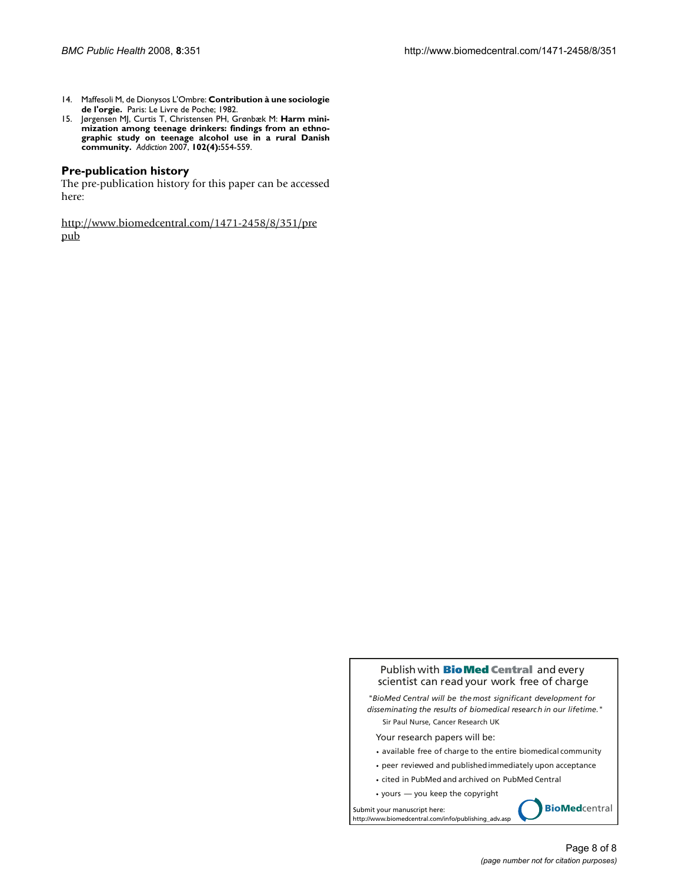14. Maffesoli M, de Dionysos L'Ombre: **Contribution à une sociologie de l'orgie.** Paris: Le Livre de Poche; 1982.
15. Jørgensen MJ, Curtis T, Christensen PH, Grønbæk M: **Harm minimization among teenage drinkers: findings from an ethnographic study on teenage alcohol use in a rural Danish community.** *Addiction* 2007, **102(4):**554-559.

## Pre-publication history

The pre-publication history for this paper can be accessed here:

http://www.biomedcentral.com/1471-2458/8/351/prepub

Publish with **BioMed Central** and every scientist can read your work free of charge

*"BioMed Central will be the most significant development for disseminating the results of biomedical research in our lifetime."*

Sir Paul Nurse, Cancer Research UK

Your research papers will be:

- available free of charge to the entire biomedical community
- peer reviewed and published immediately upon acceptance
- cited in PubMed and archived on PubMed Central
- yours — you keep the copyright

Submit your manuscript here:
http://www.biomedcentral.com/info/publishing_adv.asp

**BioMed**central